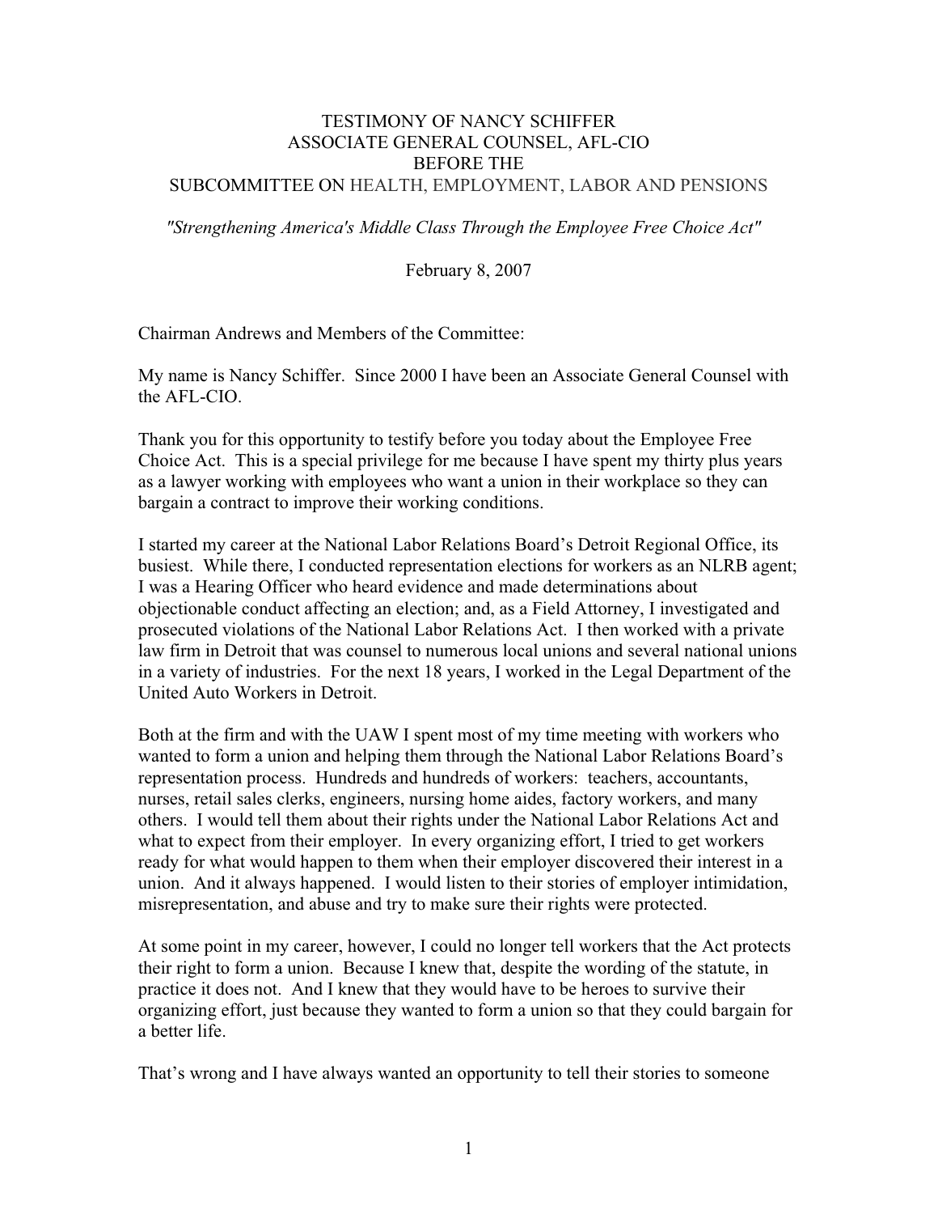# TESTIMONY OF NANCY SCHIFFER
## ASSOCIATE GENERAL COUNSEL, AFL-CIO
## BEFORE THE
## SUBCOMMITTEE ON HEALTH, EMPLOYMENT, LABOR AND PENSIONS

*"Strengthening America's Middle Class Through the Employee Free Choice Act"*

February 8, 2007

Chairman Andrews and Members of the Committee:

My name is Nancy Schiffer. Since 2000 I have been an Associate General Counsel with the AFL-CIO.

Thank you for this opportunity to testify before you today about the Employee Free Choice Act. This is a special privilege for me because I have spent my thirty plus years as a lawyer working with employees who want a union in their workplace so they can bargain a contract to improve their working conditions.

I started my career at the National Labor Relations Board's Detroit Regional Office, its busiest. While there, I conducted representation elections for workers as an NLRB agent; I was a Hearing Officer who heard evidence and made determinations about objectionable conduct affecting an election; and, as a Field Attorney, I investigated and prosecuted violations of the National Labor Relations Act. I then worked with a private law firm in Detroit that was counsel to numerous local unions and several national unions in a variety of industries. For the next 18 years, I worked in the Legal Department of the United Auto Workers in Detroit.

Both at the firm and with the UAW I spent most of my time meeting with workers who wanted to form a union and helping them through the National Labor Relations Board's representation process. Hundreds and hundreds of workers: teachers, accountants, nurses, retail sales clerks, engineers, nursing home aides, factory workers, and many others. I would tell them about their rights under the National Labor Relations Act and what to expect from their employer. In every organizing effort, I tried to get workers ready for what would happen to them when their employer discovered their interest in a union. And it always happened. I would listen to their stories of employer intimidation, misrepresentation, and abuse and try to make sure their rights were protected.

At some point in my career, however, I could no longer tell workers that the Act protects their right to form a union. Because I knew that, despite the wording of the statute, in practice it does not. And I knew that they would have to be heroes to survive their organizing effort, just because they wanted to form a union so that they could bargain for a better life.

That's wrong and I have always wanted an opportunity to tell their stories to someone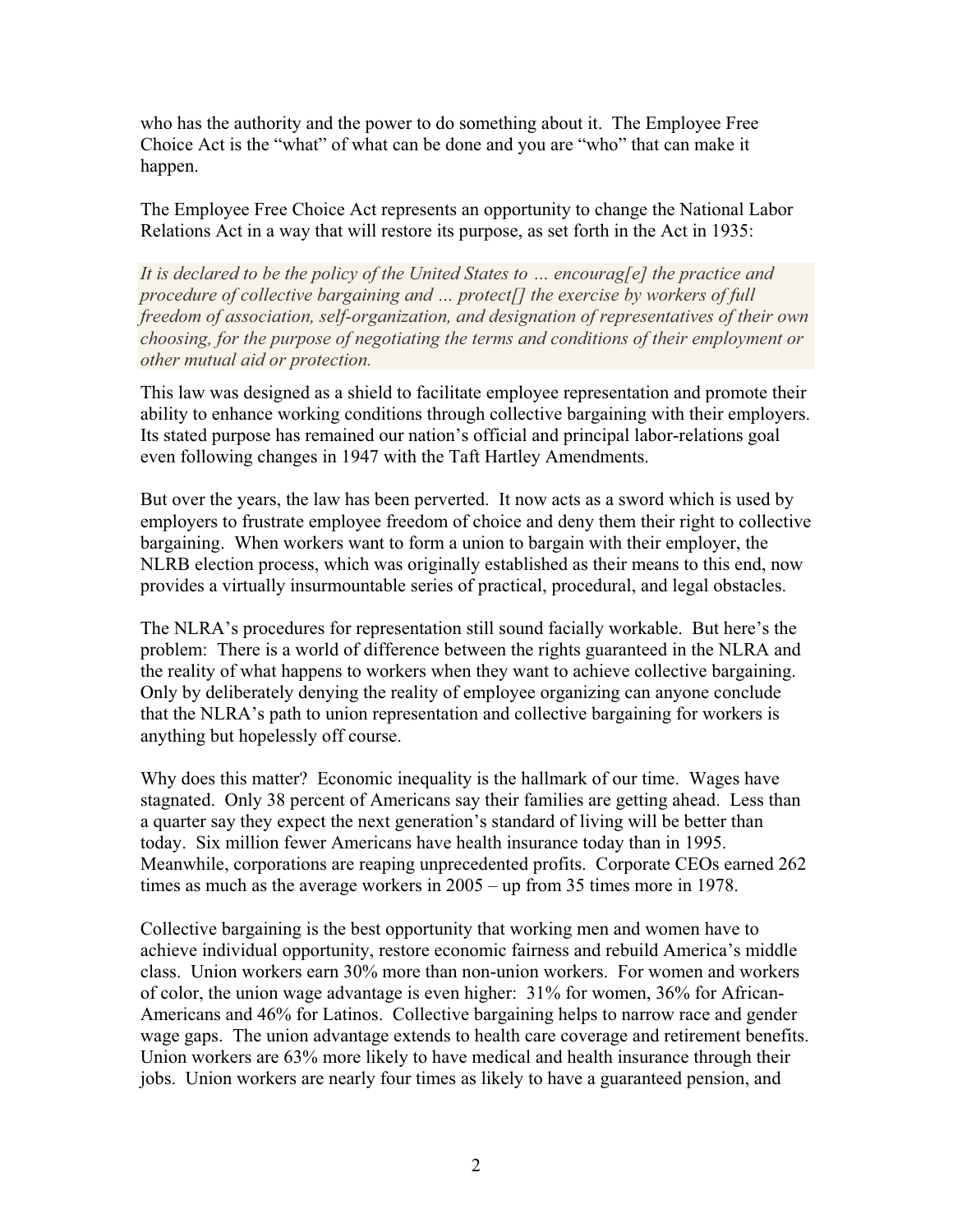who has the authority and the power to do something about it. The Employee Free Choice Act is the "what" of what can be done and you are "who" that can make it happen.

The Employee Free Choice Act represents an opportunity to change the National Labor Relations Act in a way that will restore its purpose, as set forth in the Act in 1935:

> *It is declared to be the policy of the United States to … encourag[e] the practice and procedure of collective bargaining and … protect[] the exercise by workers of full freedom of association, self-organization, and designation of representatives of their own choosing, for the purpose of negotiating the terms and conditions of their employment or other mutual aid or protection.*

This law was designed as a shield to facilitate employee representation and promote their ability to enhance working conditions through collective bargaining with their employers. Its stated purpose has remained our nation's official and principal labor-relations goal even following changes in 1947 with the Taft Hartley Amendments.

But over the years, the law has been perverted. It now acts as a sword which is used by employers to frustrate employee freedom of choice and deny them their right to collective bargaining. When workers want to form a union to bargain with their employer, the NLRB election process, which was originally established as their means to this end, now provides a virtually insurmountable series of practical, procedural, and legal obstacles.

The NLRA's procedures for representation still sound facially workable. But here's the problem: There is a world of difference between the rights guaranteed in the NLRA and the reality of what happens to workers when they want to achieve collective bargaining. Only by deliberately denying the reality of employee organizing can anyone conclude that the NLRA's path to union representation and collective bargaining for workers is anything but hopelessly off course.

Why does this matter? Economic inequality is the hallmark of our time. Wages have stagnated. Only 38 percent of Americans say their families are getting ahead. Less than a quarter say they expect the next generation's standard of living will be better than today. Six million fewer Americans have health insurance today than in 1995. Meanwhile, corporations are reaping unprecedented profits. Corporate CEOs earned 262 times as much as the average workers in 2005 – up from 35 times more in 1978.

Collective bargaining is the best opportunity that working men and women have to achieve individual opportunity, restore economic fairness and rebuild America's middle class. Union workers earn 30% more than non-union workers. For women and workers of color, the union wage advantage is even higher: 31% for women, 36% for African-Americans and 46% for Latinos. Collective bargaining helps to narrow race and gender wage gaps. The union advantage extends to health care coverage and retirement benefits. Union workers are 63% more likely to have medical and health insurance through their jobs. Union workers are nearly four times as likely to have a guaranteed pension, and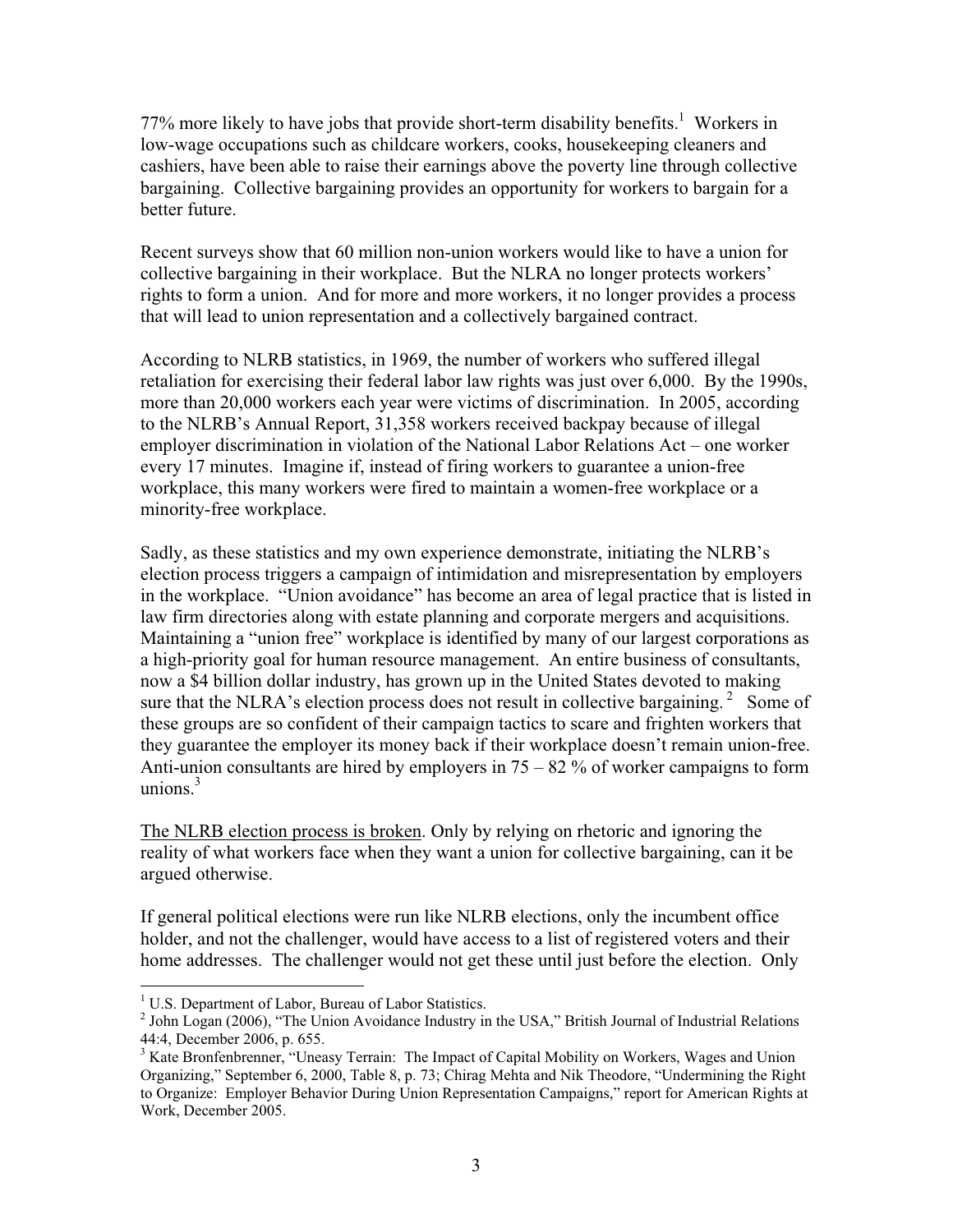77% more likely to have jobs that provide short-term disability benefits.[1] Workers in low-wage occupations such as childcare workers, cooks, housekeeping cleaners and cashiers, have been able to raise their earnings above the poverty line through collective bargaining. Collective bargaining provides an opportunity for workers to bargain for a better future.

Recent surveys show that 60 million non-union workers would like to have a union for collective bargaining in their workplace. But the NLRA no longer protects workers' rights to form a union. And for more and more workers, it no longer provides a process that will lead to union representation and a collectively bargained contract.

According to NLRB statistics, in 1969, the number of workers who suffered illegal retaliation for exercising their federal labor law rights was just over 6,000. By the 1990s, more than 20,000 workers each year were victims of discrimination. In 2005, according to the NLRB's Annual Report, 31,358 workers received backpay because of illegal employer discrimination in violation of the National Labor Relations Act – one worker every 17 minutes. Imagine if, instead of firing workers to guarantee a union-free workplace, this many workers were fired to maintain a women-free workplace or a minority-free workplace.

Sadly, as these statistics and my own experience demonstrate, initiating the NLRB's election process triggers a campaign of intimidation and misrepresentation by employers in the workplace. "Union avoidance" has become an area of legal practice that is listed in law firm directories along with estate planning and corporate mergers and acquisitions. Maintaining a "union free" workplace is identified by many of our largest corporations as a high-priority goal for human resource management. An entire business of consultants, now a $4 billion dollar industry, has grown up in the United States devoted to making sure that the NLRA's election process does not result in collective bargaining.[2] Some of these groups are so confident of their campaign tactics to scare and frighten workers that they guarantee the employer its money back if their workplace doesn't remain union-free. Anti-union consultants are hired by employers in 75 – 82 % of worker campaigns to form unions.[3]

<u>The NLRB election process is broken</u>. Only by relying on rhetoric and ignoring the reality of what workers face when they want a union for collective bargaining, can it be argued otherwise.

If general political elections were run like NLRB elections, only the incumbent office holder, and not the challenger, would have access to a list of registered voters and their home addresses. The challenger would not get these until just before the election. Only

---

[1] U.S. Department of Labor, Bureau of Labor Statistics.

[2] John Logan (2006), "The Union Avoidance Industry in the USA," British Journal of Industrial Relations 44:4, December 2006, p. 655.

[3] Kate Bronfenbrenner, "Uneasy Terrain: The Impact of Capital Mobility on Workers, Wages and Union Organizing," September 6, 2000, Table 8, p. 73; Chirag Mehta and Nik Theodore, "Undermining the Right to Organize: Employer Behavior During Union Representation Campaigns," report for American Rights at Work, December 2005.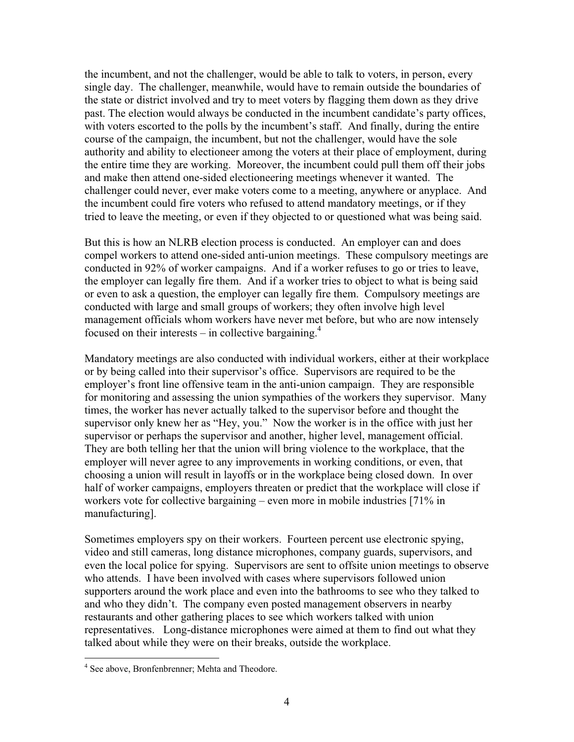the incumbent, and not the challenger, would be able to talk to voters, in person, every single day. The challenger, meanwhile, would have to remain outside the boundaries of the state or district involved and try to meet voters by flagging them down as they drive past. The election would always be conducted in the incumbent candidate's party offices, with voters escorted to the polls by the incumbent's staff. And finally, during the entire course of the campaign, the incumbent, but not the challenger, would have the sole authority and ability to electioneer among the voters at their place of employment, during the entire time they are working. Moreover, the incumbent could pull them off their jobs and make then attend one-sided electioneering meetings whenever it wanted. The challenger could never, ever make voters come to a meeting, anywhere or anyplace. And the incumbent could fire voters who refused to attend mandatory meetings, or if they tried to leave the meeting, or even if they objected to or questioned what was being said.

But this is how an NLRB election process is conducted. An employer can and does compel workers to attend one-sided anti-union meetings. These compulsory meetings are conducted in 92% of worker campaigns. And if a worker refuses to go or tries to leave, the employer can legally fire them. And if a worker tries to object to what is being said or even to ask a question, the employer can legally fire them. Compulsory meetings are conducted with large and small groups of workers; they often involve high level management officials whom workers have never met before, but who are now intensely focused on their interests – in collective bargaining.[4]

Mandatory meetings are also conducted with individual workers, either at their workplace or by being called into their supervisor's office. Supervisors are required to be the employer's front line offensive team in the anti-union campaign. They are responsible for monitoring and assessing the union sympathies of the workers they supervisor. Many times, the worker has never actually talked to the supervisor before and thought the supervisor only knew her as "Hey, you." Now the worker is in the office with just her supervisor or perhaps the supervisor and another, higher level, management official. They are both telling her that the union will bring violence to the workplace, that the employer will never agree to any improvements in working conditions, or even, that choosing a union will result in layoffs or in the workplace being closed down. In over half of worker campaigns, employers threaten or predict that the workplace will close if workers vote for collective bargaining – even more in mobile industries [71% in manufacturing].

Sometimes employers spy on their workers. Fourteen percent use electronic spying, video and still cameras, long distance microphones, company guards, supervisors, and even the local police for spying. Supervisors are sent to offsite union meetings to observe who attends. I have been involved with cases where supervisors followed union supporters around the work place and even into the bathrooms to see who they talked to and who they didn't. The company even posted management observers in nearby restaurants and other gathering places to see which workers talked with union representatives. Long-distance microphones were aimed at them to find out what they talked about while they were on their breaks, outside the workplace.

[4] See above, Bronfenbrenner; Mehta and Theodore.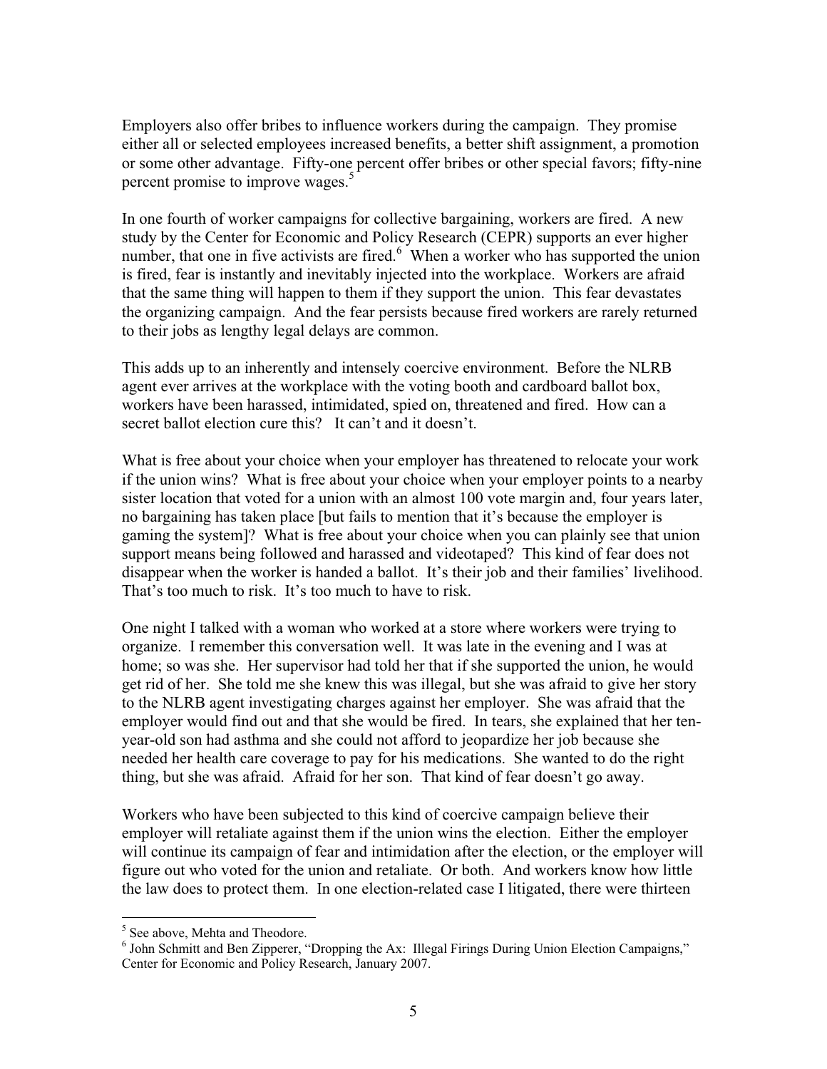Employers also offer bribes to influence workers during the campaign. They promise either all or selected employees increased benefits, a better shift assignment, a promotion or some other advantage. Fifty-one percent offer bribes or other special favors; fifty-nine percent promise to improve wages.[5]

In one fourth of worker campaigns for collective bargaining, workers are fired. A new study by the Center for Economic and Policy Research (CEPR) supports an ever higher number, that one in five activists are fired.[6] When a worker who has supported the union is fired, fear is instantly and inevitably injected into the workplace. Workers are afraid that the same thing will happen to them if they support the union. This fear devastates the organizing campaign. And the fear persists because fired workers are rarely returned to their jobs as lengthy legal delays are common.

This adds up to an inherently and intensely coercive environment. Before the NLRB agent ever arrives at the workplace with the voting booth and cardboard ballot box, workers have been harassed, intimidated, spied on, threatened and fired. How can a secret ballot election cure this? It can't and it doesn't.

What is free about your choice when your employer has threatened to relocate your work if the union wins? What is free about your choice when your employer points to a nearby sister location that voted for a union with an almost 100 vote margin and, four years later, no bargaining has taken place [but fails to mention that it's because the employer is gaming the system]? What is free about your choice when you can plainly see that union support means being followed and harassed and videotaped? This kind of fear does not disappear when the worker is handed a ballot. It's their job and their families' livelihood. That's too much to risk. It's too much to have to risk.

One night I talked with a woman who worked at a store where workers were trying to organize. I remember this conversation well. It was late in the evening and I was at home; so was she. Her supervisor had told her that if she supported the union, he would get rid of her. She told me she knew this was illegal, but she was afraid to give her story to the NLRB agent investigating charges against her employer. She was afraid that the employer would find out and that she would be fired. In tears, she explained that her ten-year-old son had asthma and she could not afford to jeopardize her job because she needed her health care coverage to pay for his medications. She wanted to do the right thing, but she was afraid. Afraid for her son. That kind of fear doesn't go away.

Workers who have been subjected to this kind of coercive campaign believe their employer will retaliate against them if the union wins the election. Either the employer will continue its campaign of fear and intimidation after the election, or the employer will figure out who voted for the union and retaliate. Or both. And workers know how little the law does to protect them. In one election-related case I litigated, there were thirteen

---

[5] See above, Mehta and Theodore.

[6] John Schmitt and Ben Zipperer, "Dropping the Ax: Illegal Firings During Union Election Campaigns," Center for Economic and Policy Research, January 2007.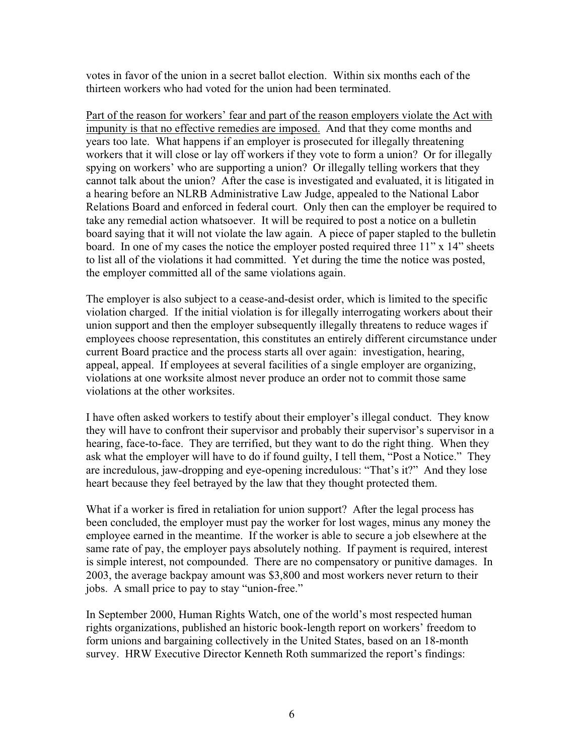votes in favor of the union in a secret ballot election. Within six months each of the thirteen workers who had voted for the union had been terminated.

<u>Part of the reason for workers' fear and part of the reason employers violate the Act with impunity is that no effective remedies are imposed.</u> And that they come months and years too late. What happens if an employer is prosecuted for illegally threatening workers that it will close or lay off workers if they vote to form a union? Or for illegally spying on workers' who are supporting a union? Or illegally telling workers that they cannot talk about the union? After the case is investigated and evaluated, it is litigated in a hearing before an NLRB Administrative Law Judge, appealed to the National Labor Relations Board and enforced in federal court. Only then can the employer be required to take any remedial action whatsoever. It will be required to post a notice on a bulletin board saying that it will not violate the law again. A piece of paper stapled to the bulletin board. In one of my cases the notice the employer posted required three 11" x 14" sheets to list all of the violations it had committed. Yet during the time the notice was posted, the employer committed all of the same violations again.

The employer is also subject to a cease-and-desist order, which is limited to the specific violation charged. If the initial violation is for illegally interrogating workers about their union support and then the employer subsequently illegally threatens to reduce wages if employees choose representation, this constitutes an entirely different circumstance under current Board practice and the process starts all over again: investigation, hearing, appeal, appeal. If employees at several facilities of a single employer are organizing, violations at one worksite almost never produce an order not to commit those same violations at the other worksites.

I have often asked workers to testify about their employer's illegal conduct. They know they will have to confront their supervisor and probably their supervisor's supervisor in a hearing, face-to-face. They are terrified, but they want to do the right thing. When they ask what the employer will have to do if found guilty, I tell them, "Post a Notice." They are incredulous, jaw-dropping and eye-opening incredulous: "That's it?" And they lose heart because they feel betrayed by the law that they thought protected them.

What if a worker is fired in retaliation for union support? After the legal process has been concluded, the employer must pay the worker for lost wages, minus any money the employee earned in the meantime. If the worker is able to secure a job elsewhere at the same rate of pay, the employer pays absolutely nothing. If payment is required, interest is simple interest, not compounded. There are no compensatory or punitive damages. In 2003, the average backpay amount was $3,800 and most workers never return to their jobs. A small price to pay to stay "union-free."

In September 2000, Human Rights Watch, one of the world's most respected human rights organizations, published an historic book-length report on workers' freedom to form unions and bargaining collectively in the United States, based on an 18-month survey. HRW Executive Director Kenneth Roth summarized the report's findings: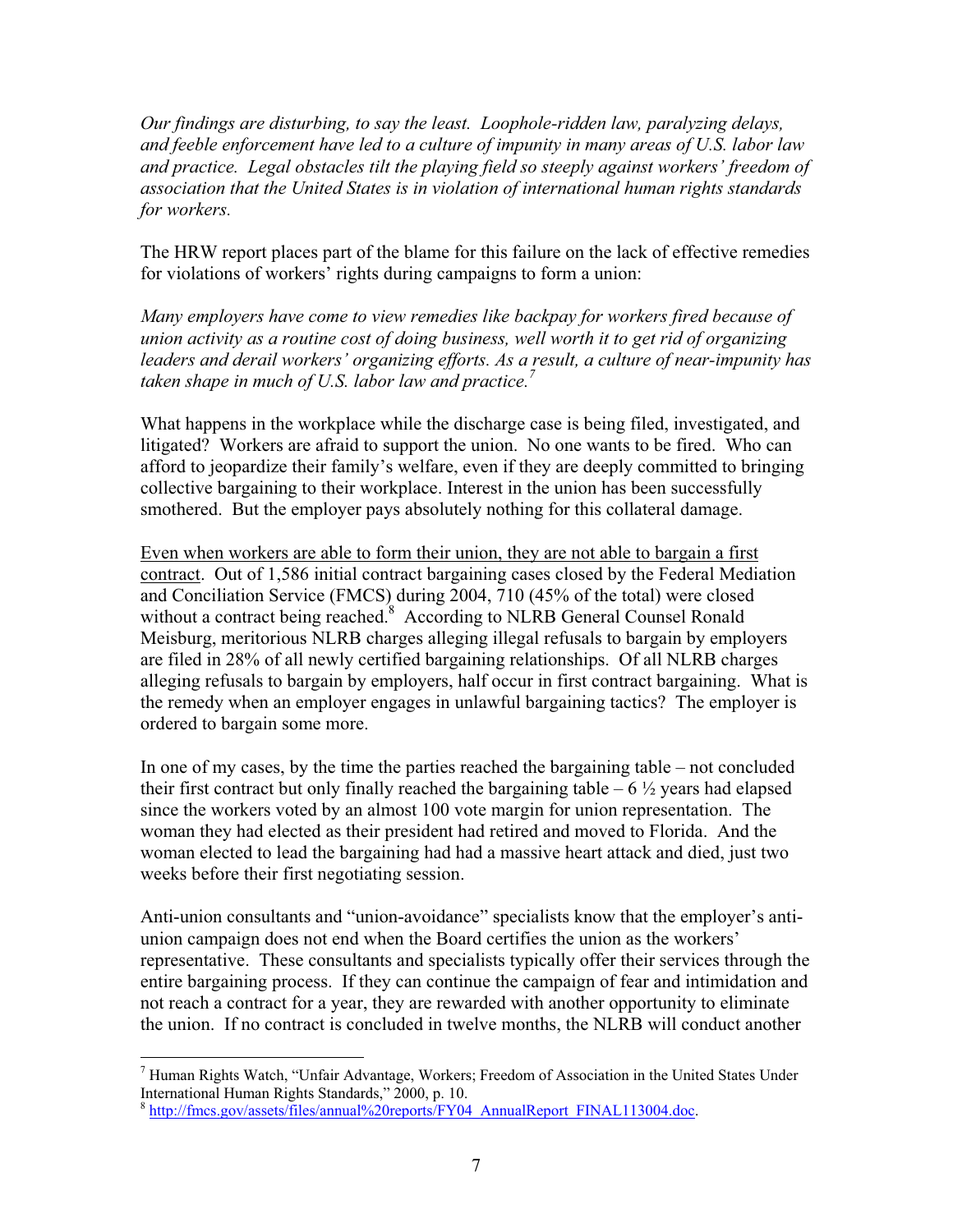*Our findings are disturbing, to say the least. Loophole-ridden law, paralyzing delays, and feeble enforcement have led to a culture of impunity in many areas of U.S. labor law and practice. Legal obstacles tilt the playing field so steeply against workers' freedom of association that the United States is in violation of international human rights standards for workers.*

The HRW report places part of the blame for this failure on the lack of effective remedies for violations of workers' rights during campaigns to form a union:

*Many employers have come to view remedies like backpay for workers fired because of union activity as a routine cost of doing business, well worth it to get rid of organizing leaders and derail workers' organizing efforts. As a result, a culture of near-impunity has taken shape in much of U.S. labor law and practice.*[7]

What happens in the workplace while the discharge case is being filed, investigated, and litigated? Workers are afraid to support the union. No one wants to be fired. Who can afford to jeopardize their family's welfare, even if they are deeply committed to bringing collective bargaining to their workplace. Interest in the union has been successfully smothered. But the employer pays absolutely nothing for this collateral damage.

<u>Even when workers are able to form their union, they are not able to bargain a first contract</u>. Out of 1,586 initial contract bargaining cases closed by the Federal Mediation and Conciliation Service (FMCS) during 2004, 710 (45% of the total) were closed without a contract being reached.[8] According to NLRB General Counsel Ronald Meisburg, meritorious NLRB charges alleging illegal refusals to bargain by employers are filed in 28% of all newly certified bargaining relationships. Of all NLRB charges alleging refusals to bargain by employers, half occur in first contract bargaining. What is the remedy when an employer engages in unlawful bargaining tactics? The employer is ordered to bargain some more.

In one of my cases, by the time the parties reached the bargaining table – not concluded their first contract but only finally reached the bargaining table – 6 ½ years had elapsed since the workers voted by an almost 100 vote margin for union representation. The woman they had elected as their president had retired and moved to Florida. And the woman elected to lead the bargaining had had a massive heart attack and died, just two weeks before their first negotiating session.

Anti-union consultants and "union-avoidance" specialists know that the employer's anti-union campaign does not end when the Board certifies the union as the workers' representative. These consultants and specialists typically offer their services through the entire bargaining process. If they can continue the campaign of fear and intimidation and not reach a contract for a year, they are rewarded with another opportunity to eliminate the union. If no contract is concluded in twelve months, the NLRB will conduct another

---

[7] Human Rights Watch, "Unfair Advantage, Workers; Freedom of Association in the United States Under International Human Rights Standards," 2000, p. 10.

[8] http://fmcs.gov/assets/files/annual%20reports/FY04_AnnualReport_FINAL113004.doc.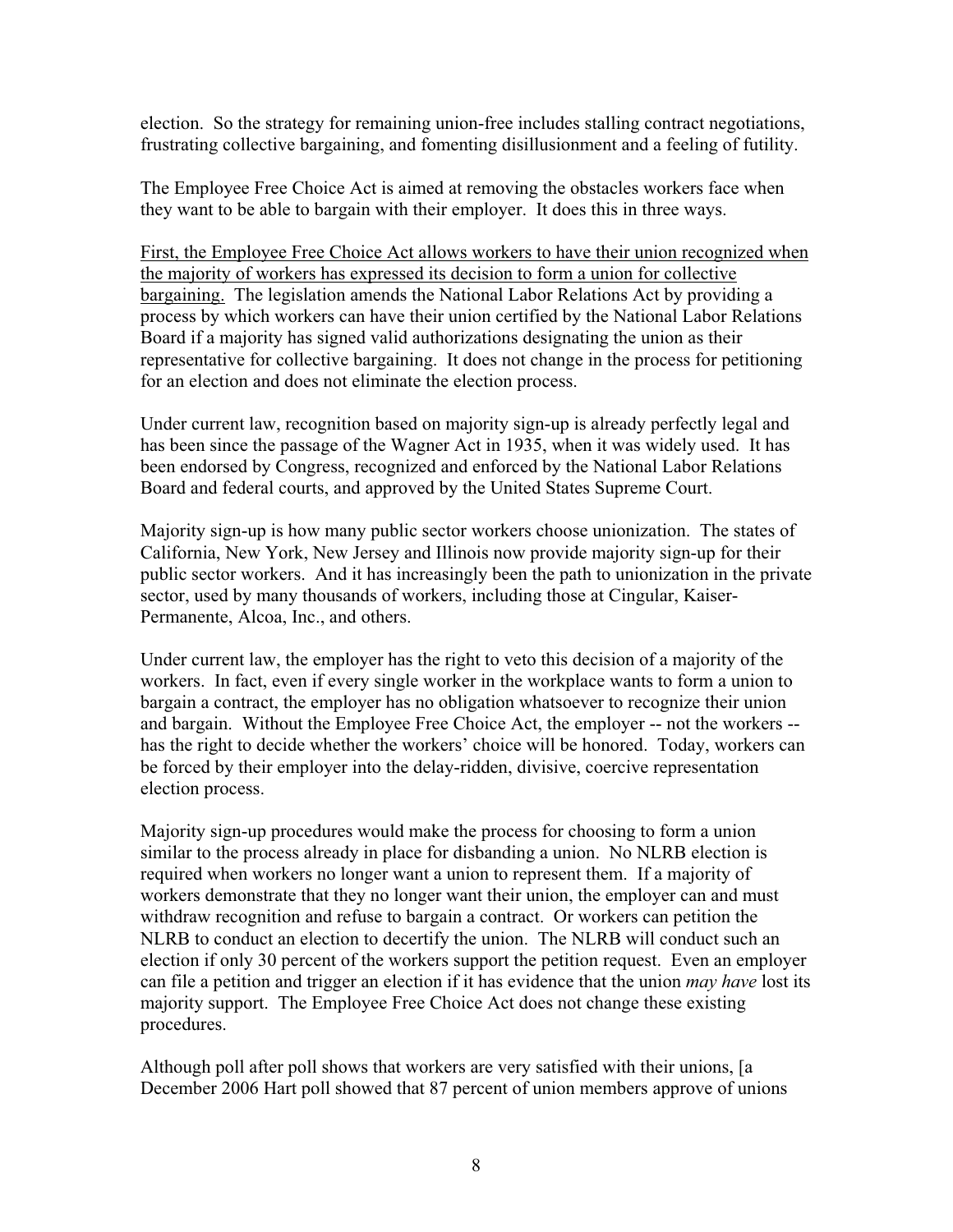election. So the strategy for remaining union-free includes stalling contract negotiations, frustrating collective bargaining, and fomenting disillusionment and a feeling of futility.

The Employee Free Choice Act is aimed at removing the obstacles workers face when they want to be able to bargain with their employer. It does this in three ways.

<u>First, the Employee Free Choice Act allows workers to have their union recognized when the majority of workers has expressed its decision to form a union for collective bargaining.</u> The legislation amends the National Labor Relations Act by providing a process by which workers can have their union certified by the National Labor Relations Board if a majority has signed valid authorizations designating the union as their representative for collective bargaining. It does not change in the process for petitioning for an election and does not eliminate the election process.

Under current law, recognition based on majority sign-up is already perfectly legal and has been since the passage of the Wagner Act in 1935, when it was widely used. It has been endorsed by Congress, recognized and enforced by the National Labor Relations Board and federal courts, and approved by the United States Supreme Court.

Majority sign-up is how many public sector workers choose unionization. The states of California, New York, New Jersey and Illinois now provide majority sign-up for their public sector workers. And it has increasingly been the path to unionization in the private sector, used by many thousands of workers, including those at Cingular, Kaiser-Permanente, Alcoa, Inc., and others.

Under current law, the employer has the right to veto this decision of a majority of the workers. In fact, even if every single worker in the workplace wants to form a union to bargain a contract, the employer has no obligation whatsoever to recognize their union and bargain. Without the Employee Free Choice Act, the employer -- not the workers -- has the right to decide whether the workers' choice will be honored. Today, workers can be forced by their employer into the delay-ridden, divisive, coercive representation election process.

Majority sign-up procedures would make the process for choosing to form a union similar to the process already in place for disbanding a union. No NLRB election is required when workers no longer want a union to represent them. If a majority of workers demonstrate that they no longer want their union, the employer can and must withdraw recognition and refuse to bargain a contract. Or workers can petition the NLRB to conduct an election to decertify the union. The NLRB will conduct such an election if only 30 percent of the workers support the petition request. Even an employer can file a petition and trigger an election if it has evidence that the union *may have* lost its majority support. The Employee Free Choice Act does not change these existing procedures.

Although poll after poll shows that workers are very satisfied with their unions, [a December 2006 Hart poll showed that 87 percent of union members approve of unions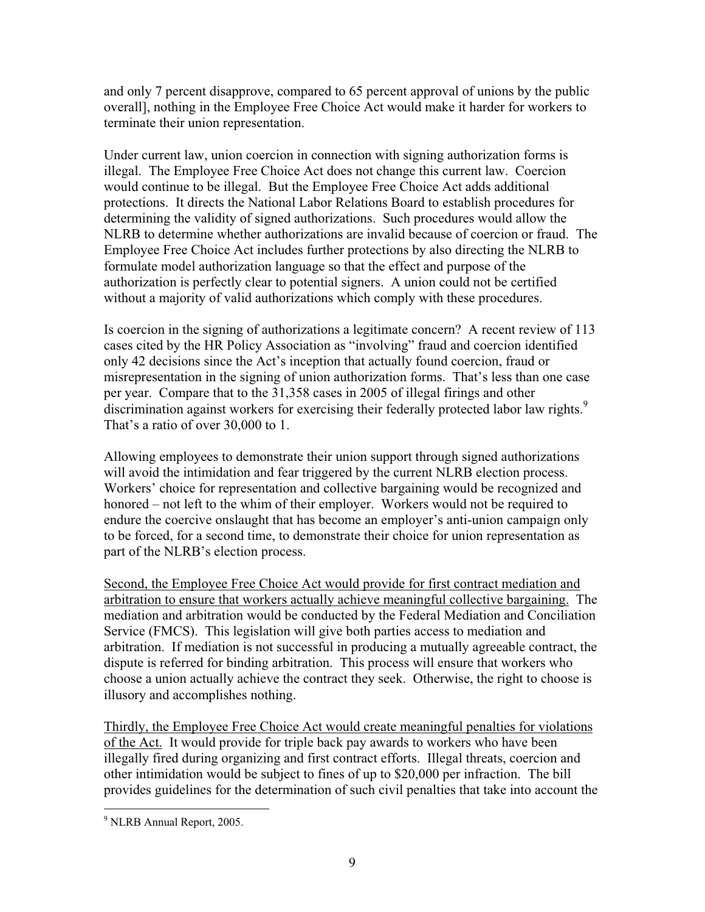and only 7 percent disapprove, compared to 65 percent approval of unions by the public overall], nothing in the Employee Free Choice Act would make it harder for workers to terminate their union representation.

Under current law, union coercion in connection with signing authorization forms is illegal. The Employee Free Choice Act does not change this current law. Coercion would continue to be illegal. But the Employee Free Choice Act adds additional protections. It directs the National Labor Relations Board to establish procedures for determining the validity of signed authorizations. Such procedures would allow the NLRB to determine whether authorizations are invalid because of coercion or fraud. The Employee Free Choice Act includes further protections by also directing the NLRB to formulate model authorization language so that the effect and purpose of the authorization is perfectly clear to potential signers. A union could not be certified without a majority of valid authorizations which comply with these procedures.

Is coercion in the signing of authorizations a legitimate concern? A recent review of 113 cases cited by the HR Policy Association as "involving" fraud and coercion identified only 42 decisions since the Act's inception that actually found coercion, fraud or misrepresentation in the signing of union authorization forms. That's less than one case per year. Compare that to the 31,358 cases in 2005 of illegal firings and other discrimination against workers for exercising their federally protected labor law rights.[9] That's a ratio of over 30,000 to 1.

Allowing employees to demonstrate their union support through signed authorizations will avoid the intimidation and fear triggered by the current NLRB election process. Workers' choice for representation and collective bargaining would be recognized and honored – not left to the whim of their employer. Workers would not be required to endure the coercive onslaught that has become an employer's anti-union campaign only to be forced, for a second time, to demonstrate their choice for union representation as part of the NLRB's election process.

<u>Second, the Employee Free Choice Act would provide for first contract mediation and arbitration to ensure that workers actually achieve meaningful collective bargaining.</u> The mediation and arbitration would be conducted by the Federal Mediation and Conciliation Service (FMCS). This legislation will give both parties access to mediation and arbitration. If mediation is not successful in producing a mutually agreeable contract, the dispute is referred for binding arbitration. This process will ensure that workers who choose a union actually achieve the contract they seek. Otherwise, the right to choose is illusory and accomplishes nothing.

<u>Thirdly, the Employee Free Choice Act would create meaningful penalties for violations of the Act.</u> It would provide for triple back pay awards to workers who have been illegally fired during organizing and first contract efforts. Illegal threats, coercion and other intimidation would be subject to fines of up to $20,000 per infraction. The bill provides guidelines for the determination of such civil penalties that take into account the

[9] NLRB Annual Report, 2005.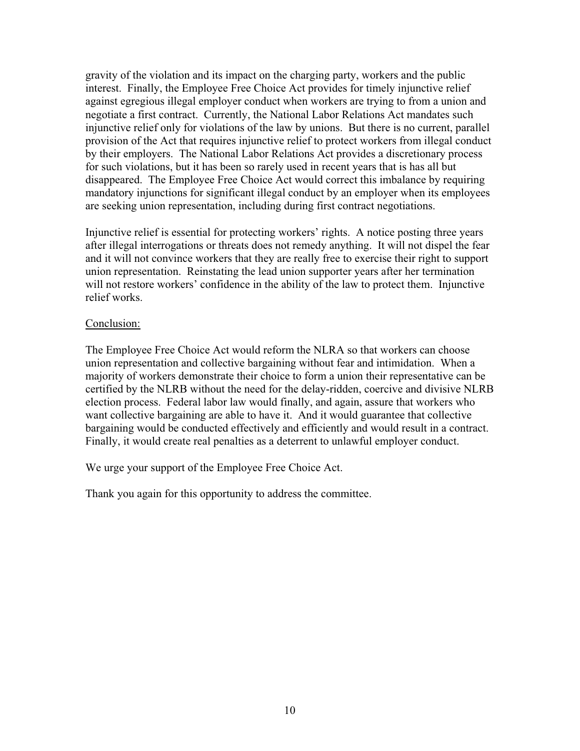gravity of the violation and its impact on the charging party, workers and the public interest. Finally, the Employee Free Choice Act provides for timely injunctive relief against egregious illegal employer conduct when workers are trying to from a union and negotiate a first contract. Currently, the National Labor Relations Act mandates such injunctive relief only for violations of the law by unions. But there is no current, parallel provision of the Act that requires injunctive relief to protect workers from illegal conduct by their employers. The National Labor Relations Act provides a discretionary process for such violations, but it has been so rarely used in recent years that is has all but disappeared. The Employee Free Choice Act would correct this imbalance by requiring mandatory injunctions for significant illegal conduct by an employer when its employees are seeking union representation, including during first contract negotiations.

Injunctive relief is essential for protecting workers' rights. A notice posting three years after illegal interrogations or threats does not remedy anything. It will not dispel the fear and it will not convince workers that they are really free to exercise their right to support union representation. Reinstating the lead union supporter years after her termination will not restore workers' confidence in the ability of the law to protect them. Injunctive relief works.

Conclusion:

The Employee Free Choice Act would reform the NLRA so that workers can choose union representation and collective bargaining without fear and intimidation. When a majority of workers demonstrate their choice to form a union their representative can be certified by the NLRB without the need for the delay-ridden, coercive and divisive NLRB election process. Federal labor law would finally, and again, assure that workers who want collective bargaining are able to have it. And it would guarantee that collective bargaining would be conducted effectively and efficiently and would result in a contract. Finally, it would create real penalties as a deterrent to unlawful employer conduct.

We urge your support of the Employee Free Choice Act.

Thank you again for this opportunity to address the committee.